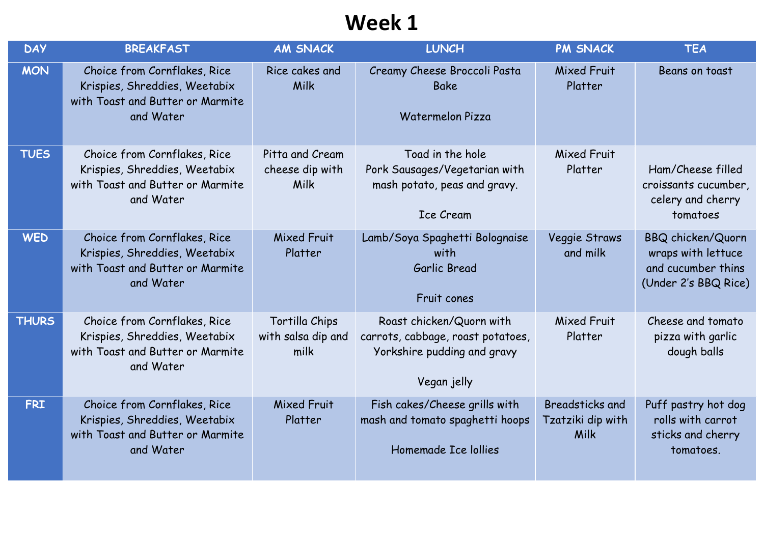# Week 1

| DAY | BREAKFAST | AM SNACK | LUNCH | PM SNACK | TEA |
|---|---|---|---|---|---|
| MON | Choice from Cornflakes, Rice Krispies, Shreddies, Weetabix with Toast and Butter or Marmite and Water | Rice cakes and Milk | Creamy Cheese Broccoli Pasta Bake<br><br>Watermelon Pizza | Mixed Fruit Platter | Beans on toast |
| TUES | Choice from Cornflakes, Rice Krispies, Shreddies, Weetabix with Toast and Butter or Marmite and Water | Pitta and Cream cheese dip with Milk | Toad in the hole Pork Sausages/Vegetarian with mash potato, peas and gravy.<br><br>Ice Cream | Mixed Fruit Platter | Ham/Cheese filled croissants cucumber, celery and cherry tomatoes |
| WED | Choice from Cornflakes, Rice Krispies, Shreddies, Weetabix with Toast and Butter or Marmite and Water | Mixed Fruit Platter | Lamb/Soya Spaghetti Bolognaise with Garlic Bread<br><br>Fruit cones | Veggie Straws and milk | BBQ chicken/Quorn wraps with lettuce and cucumber thins (Under 2's BBQ Rice) |
| THURS | Choice from Cornflakes, Rice Krispies, Shreddies, Weetabix with Toast and Butter or Marmite and Water | Tortilla Chips with salsa dip and milk | Roast chicken/Quorn with carrots, cabbage, roast potatoes, Yorkshire pudding and gravy<br><br>Vegan jelly | Mixed Fruit Platter | Cheese and tomato pizza with garlic dough balls |
| FRI | Choice from Cornflakes, Rice Krispies, Shreddies, Weetabix with Toast and Butter or Marmite and Water | Mixed Fruit Platter | Fish cakes/Cheese grills with mash and tomato spaghetti hoops<br><br>Homemade Ice lollies | Breadsticks and Tzatziki dip with Milk | Puff pastry hot dog rolls with carrot sticks and cherry tomatoes. |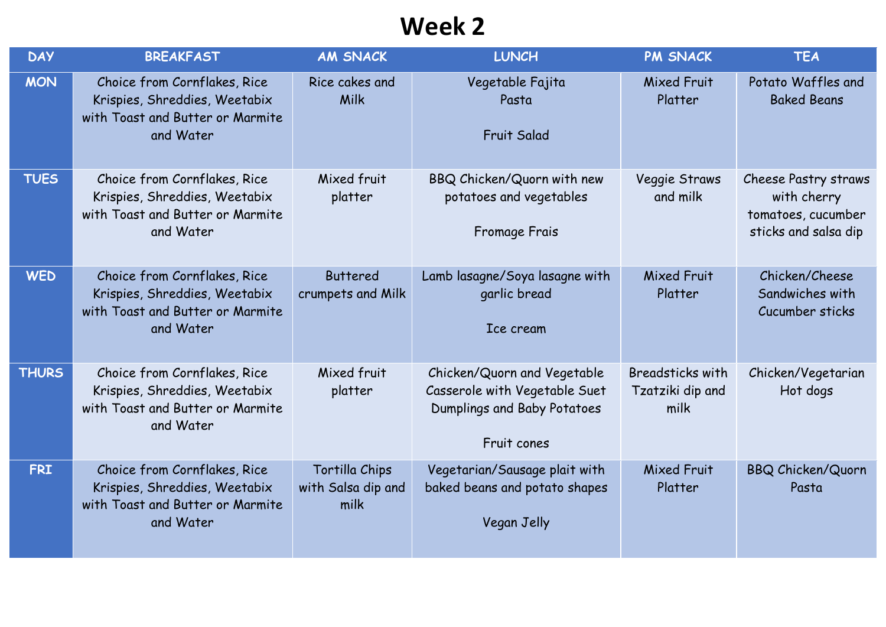# Week 2

| DAY | BREAKFAST | AM SNACK | LUNCH | PM SNACK | TEA |
|---|---|---|---|---|---|
| MON | Choice from Cornflakes, Rice Krispies, Shreddies, Weetabix with Toast and Butter or Marmite and Water | Rice cakes and Milk | Vegetable Fajita Pasta<br><br>Fruit Salad | Mixed Fruit Platter | Potato Waffles and Baked Beans |
| TUES | Choice from Cornflakes, Rice Krispies, Shreddies, Weetabix with Toast and Butter or Marmite and Water | Mixed fruit platter | BBQ Chicken/Quorn with new potatoes and vegetables<br><br>Fromage Frais | Veggie Straws and milk | Cheese Pastry straws with cherry tomatoes, cucumber sticks and salsa dip |
| WED | Choice from Cornflakes, Rice Krispies, Shreddies, Weetabix with Toast and Butter or Marmite and Water | Buttered crumpets and Milk | Lamb lasagne/Soya lasagne with garlic bread<br><br>Ice cream | Mixed Fruit Platter | Chicken/Cheese Sandwiches with Cucumber sticks |
| THURS | Choice from Cornflakes, Rice Krispies, Shreddies, Weetabix with Toast and Butter or Marmite and Water | Mixed fruit platter | Chicken/Quorn and Vegetable Casserole with Vegetable Suet Dumplings and Baby Potatoes<br><br>Fruit cones | Breadsticks with Tzatziki dip and milk | Chicken/Vegetarian Hot dogs |
| FRI | Choice from Cornflakes, Rice Krispies, Shreddies, Weetabix with Toast and Butter or Marmite and Water | Tortilla Chips with Salsa dip and milk | Vegetarian/Sausage plait with baked beans and potato shapes<br><br>Vegan Jelly | Mixed Fruit Platter | BBQ Chicken/Quorn Pasta |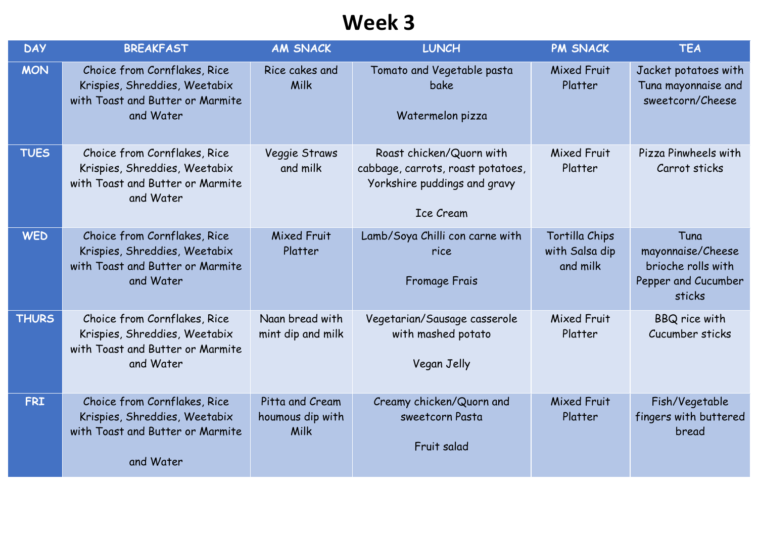# Week 3

| DAY | BREAKFAST | AM SNACK | LUNCH | PM SNACK | TEA |
|---|---|---|---|---|---|
| MON | Choice from Cornflakes, Rice Krispies, Shreddies, Weetabix with Toast and Butter or Marmite and Water | Rice cakes and Milk | Tomato and Vegetable pasta bake<br><br>Watermelon pizza | Mixed Fruit Platter | Jacket potatoes with Tuna mayonnaise and sweetcorn/Cheese |
| TUES | Choice from Cornflakes, Rice Krispies, Shreddies, Weetabix with Toast and Butter or Marmite and Water | Veggie Straws and milk | Roast chicken/Quorn with cabbage, carrots, roast potatoes, Yorkshire puddings and gravy<br><br>Ice Cream | Mixed Fruit Platter | Pizza Pinwheels with Carrot sticks |
| WED | Choice from Cornflakes, Rice Krispies, Shreddies, Weetabix with Toast and Butter or Marmite and Water | Mixed Fruit Platter | Lamb/Soya Chilli con carne with rice<br><br>Fromage Frais | Tortilla Chips with Salsa dip and milk | Tuna mayonnaise/Cheese brioche rolls with Pepper and Cucumber sticks |
| THURS | Choice from Cornflakes, Rice Krispies, Shreddies, Weetabix with Toast and Butter or Marmite and Water | Naan bread with mint dip and milk | Vegetarian/Sausage casserole with mashed potato<br><br>Vegan Jelly | Mixed Fruit Platter | BBQ rice with Cucumber sticks |
| FRI | Choice from Cornflakes, Rice Krispies, Shreddies, Weetabix with Toast and Butter or Marmite<br><br>and Water | Pitta and Cream houmous dip with Milk | Creamy chicken/Quorn and sweetcorn Pasta<br><br>Fruit salad | Mixed Fruit Platter | Fish/Vegetable fingers with buttered bread |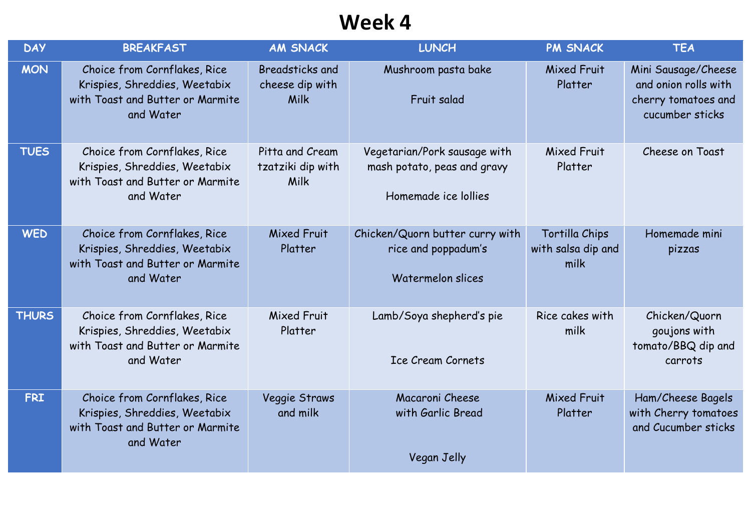# Week 4

| DAY | BREAKFAST | AM SNACK | LUNCH | PM SNACK | TEA |
|---|---|---|---|---|---|
| MON | Choice from Cornflakes, Rice Krispies, Shreddies, Weetabix with Toast and Butter or Marmite and Water | Breadsticks and cheese dip with Milk | Mushroom pasta bake<br><br>Fruit salad | Mixed Fruit Platter | Mini Sausage/Cheese and onion rolls with cherry tomatoes and cucumber sticks |
| TUES | Choice from Cornflakes, Rice Krispies, Shreddies, Weetabix with Toast and Butter or Marmite and Water | Pitta and Cream tzatziki dip with Milk | Vegetarian/Pork sausage with mash potato, peas and gravy<br><br>Homemade ice lollies | Mixed Fruit Platter | Cheese on Toast |
| WED | Choice from Cornflakes, Rice Krispies, Shreddies, Weetabix with Toast and Butter or Marmite and Water | Mixed Fruit Platter | Chicken/Quorn butter curry with rice and poppadum's<br><br>Watermelon slices | Tortilla Chips with salsa dip and milk | Homemade mini pizzas |
| THURS | Choice from Cornflakes, Rice Krispies, Shreddies, Weetabix with Toast and Butter or Marmite and Water | Mixed Fruit Platter | Lamb/Soya shepherd's pie<br><br>Ice Cream Cornets | Rice cakes with milk | Chicken/Quorn goujons with tomato/BBQ dip and carrots |
| FRI | Choice from Cornflakes, Rice Krispies, Shreddies, Weetabix with Toast and Butter or Marmite and Water | Veggie Straws and milk | Macaroni Cheese with Garlic Bread<br><br>Vegan Jelly | Mixed Fruit Platter | Ham/Cheese Bagels with Cherry tomatoes and Cucumber sticks |